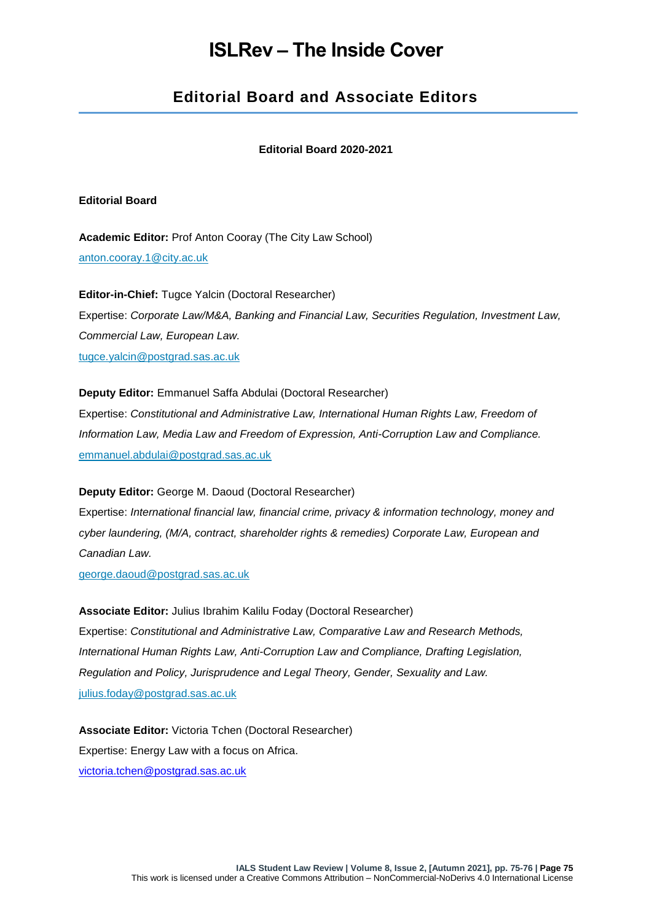# ISLRev – The Inside Cover

## Editorial Board and Associate Editors

**Editorial Board 2020-2021**

**Editorial Board**

**Academic Editor:** Prof Anton Cooray (The City Law School)
anton.cooray.1@city.ac.uk

**Editor-in-Chief:** Tugce Yalcin (Doctoral Researcher)
Expertise: *Corporate Law/M&A, Banking and Financial Law, Securities Regulation, Investment Law, Commercial Law, European Law.*
tugce.yalcin@postgrad.sas.ac.uk

**Deputy Editor:** Emmanuel Saffa Abdulai (Doctoral Researcher)
Expertise: *Constitutional and Administrative Law, International Human Rights Law, Freedom of Information Law, Media Law and Freedom of Expression, Anti-Corruption Law and Compliance.*
emmanuel.abdulai@postgrad.sas.ac.uk

**Deputy Editor:** George M. Daoud (Doctoral Researcher)
Expertise: *International financial law, financial crime, privacy & information technology, money and cyber laundering, (M/A, contract, shareholder rights & remedies) Corporate Law, European and Canadian Law.*
george.daoud@postgrad.sas.ac.uk

**Associate Editor:** Julius Ibrahim Kalilu Foday (Doctoral Researcher)
Expertise: *Constitutional and Administrative Law, Comparative Law and Research Methods, International Human Rights Law, Anti-Corruption Law and Compliance, Drafting Legislation, Regulation and Policy, Jurisprudence and Legal Theory, Gender, Sexuality and Law.*
julius.foday@postgrad.sas.ac.uk

**Associate Editor:** Victoria Tchen (Doctoral Researcher)
Expertise: Energy Law with a focus on Africa.
victoria.tchen@postgrad.sas.ac.uk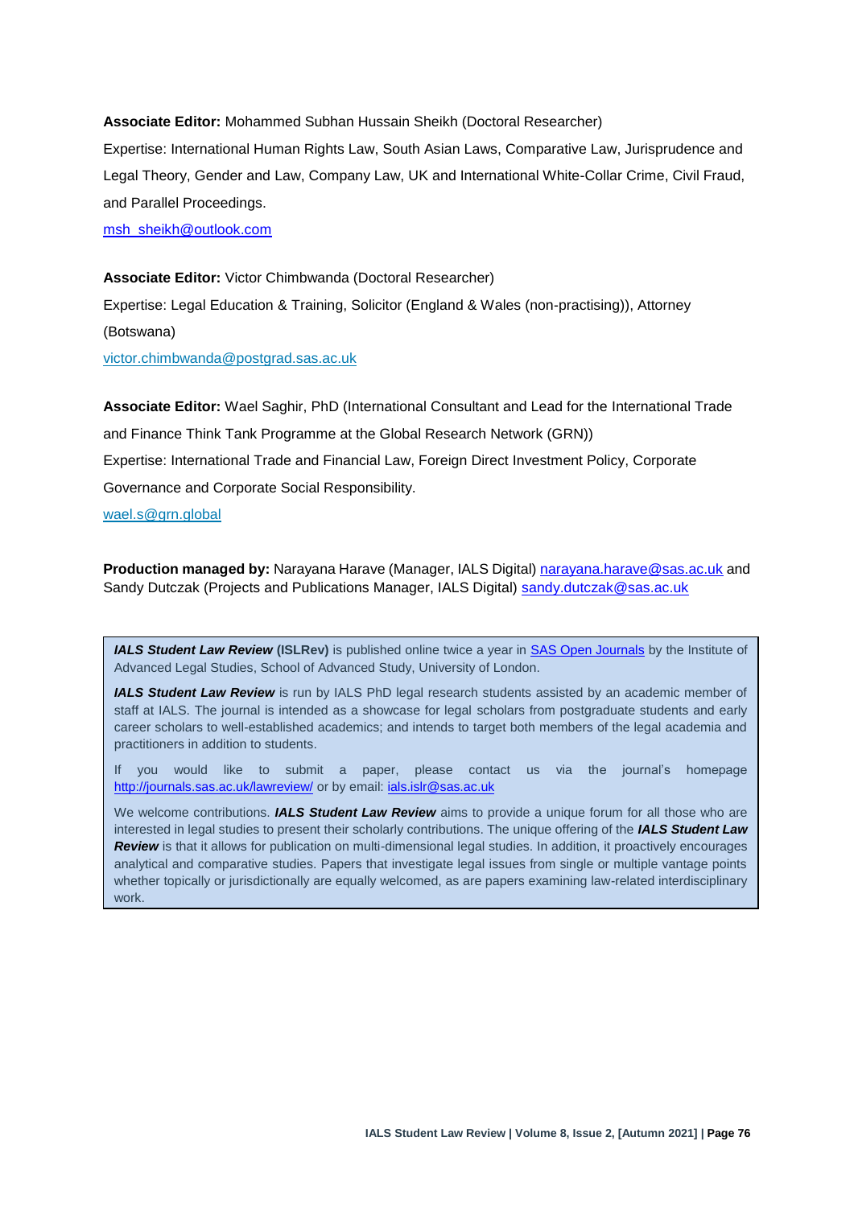**Associate Editor:** Mohammed Subhan Hussain Sheikh (Doctoral Researcher)

Expertise: International Human Rights Law, South Asian Laws, Comparative Law, Jurisprudence and Legal Theory, Gender and Law, Company Law, UK and International White-Collar Crime, Civil Fraud, and Parallel Proceedings.

msh_sheikh@outlook.com

**Associate Editor:** Victor Chimbwanda (Doctoral Researcher)

Expertise: Legal Education & Training, Solicitor (England & Wales (non-practising)), Attorney (Botswana)

victor.chimbwanda@postgrad.sas.ac.uk

**Associate Editor:** Wael Saghir, PhD (International Consultant and Lead for the International Trade and Finance Think Tank Programme at the Global Research Network (GRN))

Expertise: International Trade and Financial Law, Foreign Direct Investment Policy, Corporate Governance and Corporate Social Responsibility.

wael.s@grn.global

**Production managed by:** Narayana Harave (Manager, IALS Digital) narayana.harave@sas.ac.uk and Sandy Dutczak (Projects and Publications Manager, IALS Digital) sandy.dutczak@sas.ac.uk

***IALS Student Law Review*** **(ISLRev)** is published online twice a year in SAS Open Journals by the Institute of Advanced Legal Studies, School of Advanced Study, University of London.

***IALS Student Law Review*** is run by IALS PhD legal research students assisted by an academic member of staff at IALS. The journal is intended as a showcase for legal scholars from postgraduate students and early career scholars to well-established academics; and intends to target both members of the legal academia and practitioners in addition to students.

If you would like to submit a paper, please contact us via the journal's homepage http://journals.sas.ac.uk/lawreview/ or by email: ials.islr@sas.ac.uk

We welcome contributions. ***IALS Student Law Review*** aims to provide a unique forum for all those who are interested in legal studies to present their scholarly contributions. The unique offering of the ***IALS Student Law Review*** is that it allows for publication on multi-dimensional legal studies. In addition, it proactively encourages analytical and comparative studies. Papers that investigate legal issues from single or multiple vantage points whether topically or jurisdictionally are equally welcomed, as are papers examining law-related interdisciplinary work.